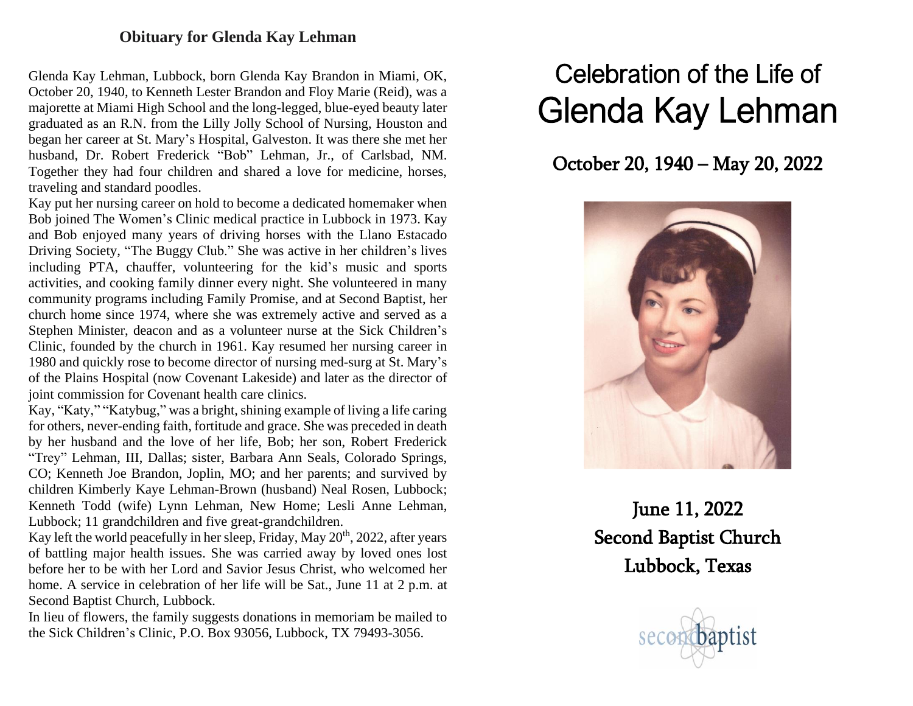## Obituary for Glenda Kay Lehman

Glenda Kay Lehman, Lubbock, born Glenda Kay Brandon in Miami, OK, October 20, 1940, to Kenneth Lester Brandon and Floy Marie (Reid), was a majorette at Miami High School and the long-legged, blue-eyed beauty later graduated as an R.N. from the Lilly Jolly School of Nursing, Houston and began her career at St. Mary's Hospital, Galveston. It was there she met her husband, Dr. Robert Frederick "Bob" Lehman, Jr., of Carlsbad, NM. Together they had four children and shared a love for medicine, horses, traveling and standard poodles.

Kay put her nursing career on hold to become a dedicated homemaker when Bob joined The Women's Clinic medical practice in Lubbock in 1973. Kay and Bob enjoyed many years of driving horses with the Llano Estacado Driving Society, "The Buggy Club." She was active in her children's lives including PTA, chauffer, volunteering for the kid's music and sports activities, and cooking family dinner every night. She volunteered in many community programs including Family Promise, and at Second Baptist, her church home since 1974, where she was extremely active and served as a Stephen Minister, deacon and as a volunteer nurse at the Sick Children's Clinic, founded by the church in 1961. Kay resumed her nursing career in 1980 and quickly rose to become director of nursing med-surg at St. Mary's of the Plains Hospital (now Covenant Lakeside) and later as the director of joint commission for Covenant health care clinics.

Kay, "Katy," "Katybug," was a bright, shining example of living a life caring for others, never-ending faith, fortitude and grace. She was preceded in death by her husband and the love of her life, Bob; her son, Robert Frederick "Trey" Lehman, III, Dallas; sister, Barbara Ann Seals, Colorado Springs, CO; Kenneth Joe Brandon, Joplin, MO; and her parents; and survived by children Kimberly Kaye Lehman-Brown (husband) Neal Rosen, Lubbock; Kenneth Todd (wife) Lynn Lehman, New Home; Lesli Anne Lehman, Lubbock; 11 grandchildren and five great-grandchildren.

Kay left the world peacefully in her sleep, Friday, May 20th, 2022, after years of battling major health issues. She was carried away by loved ones lost before her to be with her Lord and Savior Jesus Christ, who welcomed her home. A service in celebration of her life will be Sat., June 11 at 2 p.m. at Second Baptist Church, Lubbock.

In lieu of flowers, the family suggests donations in memoriam be mailed to the Sick Children's Clinic, P.O. Box 93056, Lubbock, TX 79493-3056.

# Celebration of the Life of Glenda Kay Lehman

## October 20, 1940 – May 20, 2022

June 11, 2022
Second Baptist Church
Lubbock, Texas

secondbaptist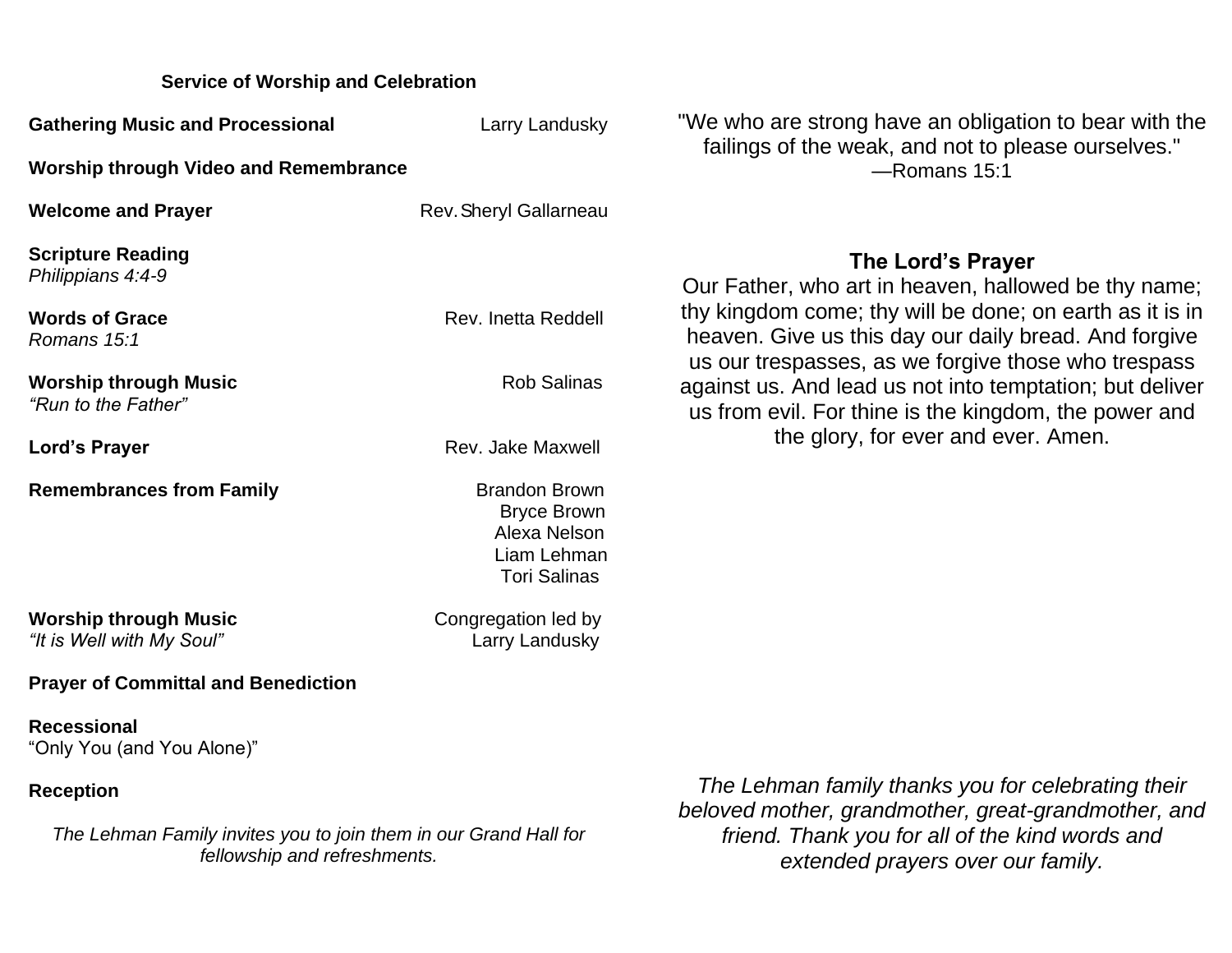### Service of Worship and Celebration

**Gathering Music and Processional** — Larry Landusky

**Worship through Video and Remembrance**

**Welcome and Prayer** — Rev. Sheryl Gallarneau

**Scripture Reading**
*Philippians 4:4-9*

**Words of Grace** — Rev. Inetta Reddell
*Romans 15:1*

**Worship through Music** — Rob Salinas
*"Run to the Father"*

**Lord's Prayer** — Rev. Jake Maxwell

**Remembrances from Family** — Brandon Brown, Bryce Brown, Alexa Nelson, Liam Lehman, Tori Salinas

**Worship through Music** — Congregation led by Larry Landusky
*"It is Well with My Soul"*

**Prayer of Committal and Benediction**

**Recessional**
"Only You (and You Alone)"

**Reception**

*The Lehman Family invites you to join them in our Grand Hall for fellowship and refreshments.*

"We who are strong have an obligation to bear with the failings of the weak, and not to please ourselves."
—Romans 15:1

### The Lord's Prayer

Our Father, who art in heaven, hallowed be thy name; thy kingdom come; thy will be done; on earth as it is in heaven. Give us this day our daily bread. And forgive us our trespasses, as we forgive those who trespass against us. And lead us not into temptation; but deliver us from evil. For thine is the kingdom, the power and the glory, for ever and ever. Amen.

*The Lehman family thanks you for celebrating their beloved mother, grandmother, great-grandmother, and friend. Thank you for all of the kind words and extended prayers over our family.*